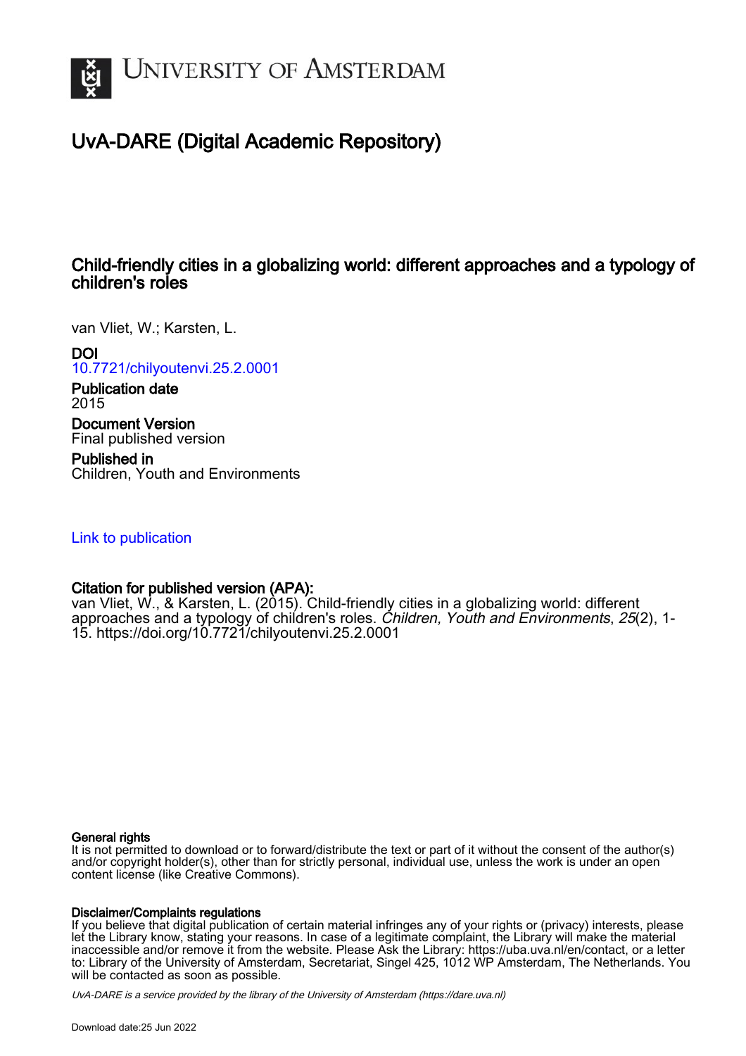UNIVERSITY OF AMSTERDAM

# UvA-DARE (Digital Academic Repository)

## Child-friendly cities in a globalizing world: different approaches and a typology of children's roles

van Vliet, W.; Karsten, L.

**DOI**
10.7721/chilyoutenvi.25.2.0001

**Publication date**
2015

**Document Version**
Final published version

**Published in**
Children, Youth and Environments

Link to publication

**Citation for published version (APA):**
van Vliet, W., & Karsten, L. (2015). Child-friendly cities in a globalizing world: different approaches and a typology of children's roles. *Children, Youth and Environments*, *25*(2), 1-15. https://doi.org/10.7721/chilyoutenvi.25.2.0001

**General rights**
It is not permitted to download or to forward/distribute the text or part of it without the consent of the author(s) and/or copyright holder(s), other than for strictly personal, individual use, unless the work is under an open content license (like Creative Commons).

**Disclaimer/Complaints regulations**
If you believe that digital publication of certain material infringes any of your rights or (privacy) interests, please let the Library know, stating your reasons. In case of a legitimate complaint, the Library will make the material inaccessible and/or remove it from the website. Please Ask the Library: https://uba.uva.nl/en/contact, or a letter to: Library of the University of Amsterdam, Secretariat, Singel 425, 1012 WP Amsterdam, The Netherlands. You will be contacted as soon as possible.

*UvA-DARE is a service provided by the library of the University of Amsterdam (https://dare.uva.nl)*

Download date:25 Jun 2022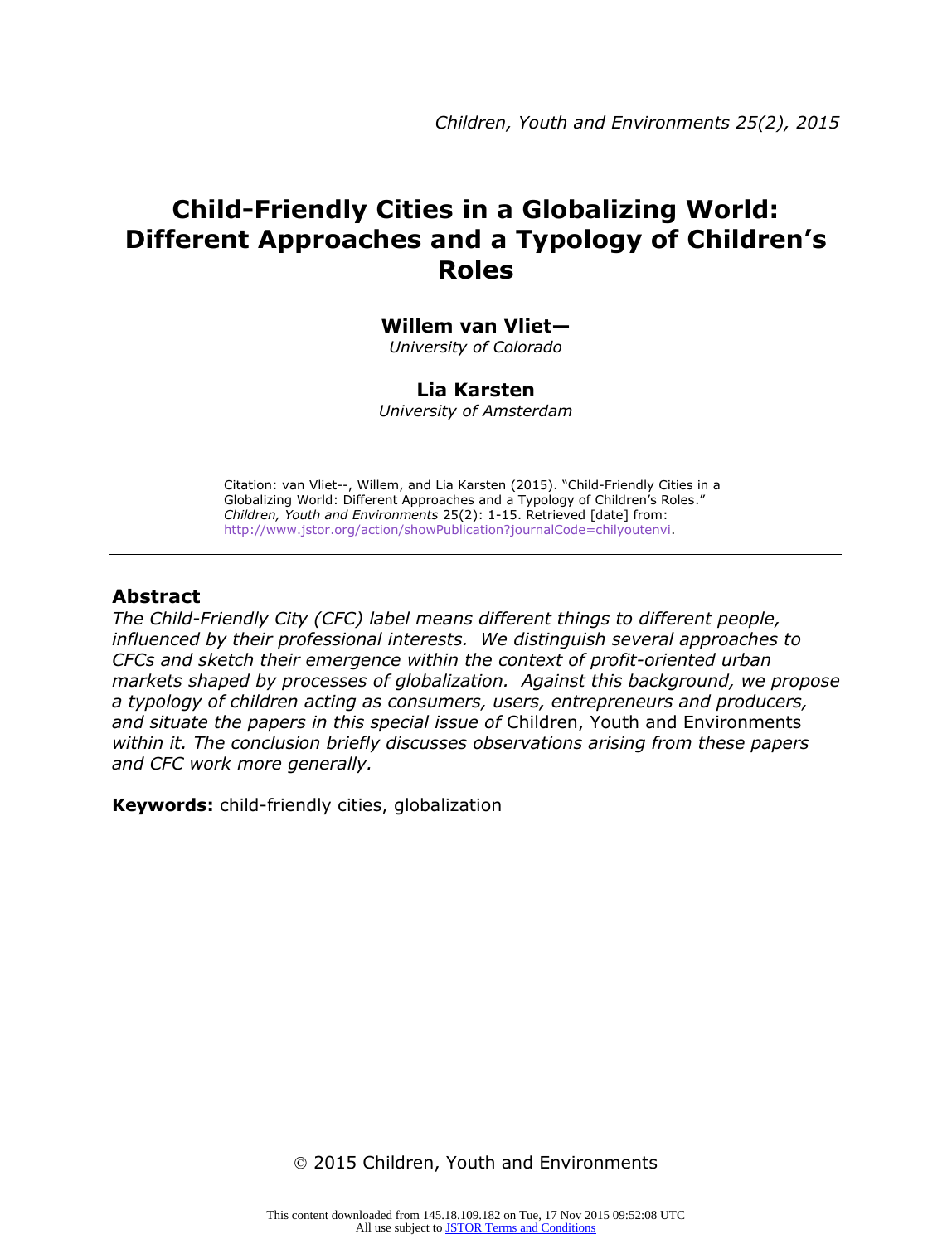# Child-Friendly Cities in a Globalizing World: Different Approaches and a Typology of Children's Roles

**Willem van Vliet—**
*University of Colorado*

**Lia Karsten**
*University of Amsterdam*

Citation: van Vliet--, Willem, and Lia Karsten (2015). "Child-Friendly Cities in a Globalizing World: Different Approaches and a Typology of Children's Roles." *Children, Youth and Environments* 25(2): 1-15. Retrieved [date] from: http://www.jstor.org/action/showPublication?journalCode=chilyoutenvi.

## Abstract

*The Child-Friendly City (CFC) label means different things to different people, influenced by their professional interests. We distinguish several approaches to CFCs and sketch their emergence within the context of profit-oriented urban markets shaped by processes of globalization. Against this background, we propose a typology of children acting as consumers, users, entrepreneurs and producers, and situate the papers in this special issue of* Children, Youth and Environments *within it. The conclusion briefly discusses observations arising from these papers and CFC work more generally.*

**Keywords:** child-friendly cities, globalization

© 2015 Children, Youth and Environments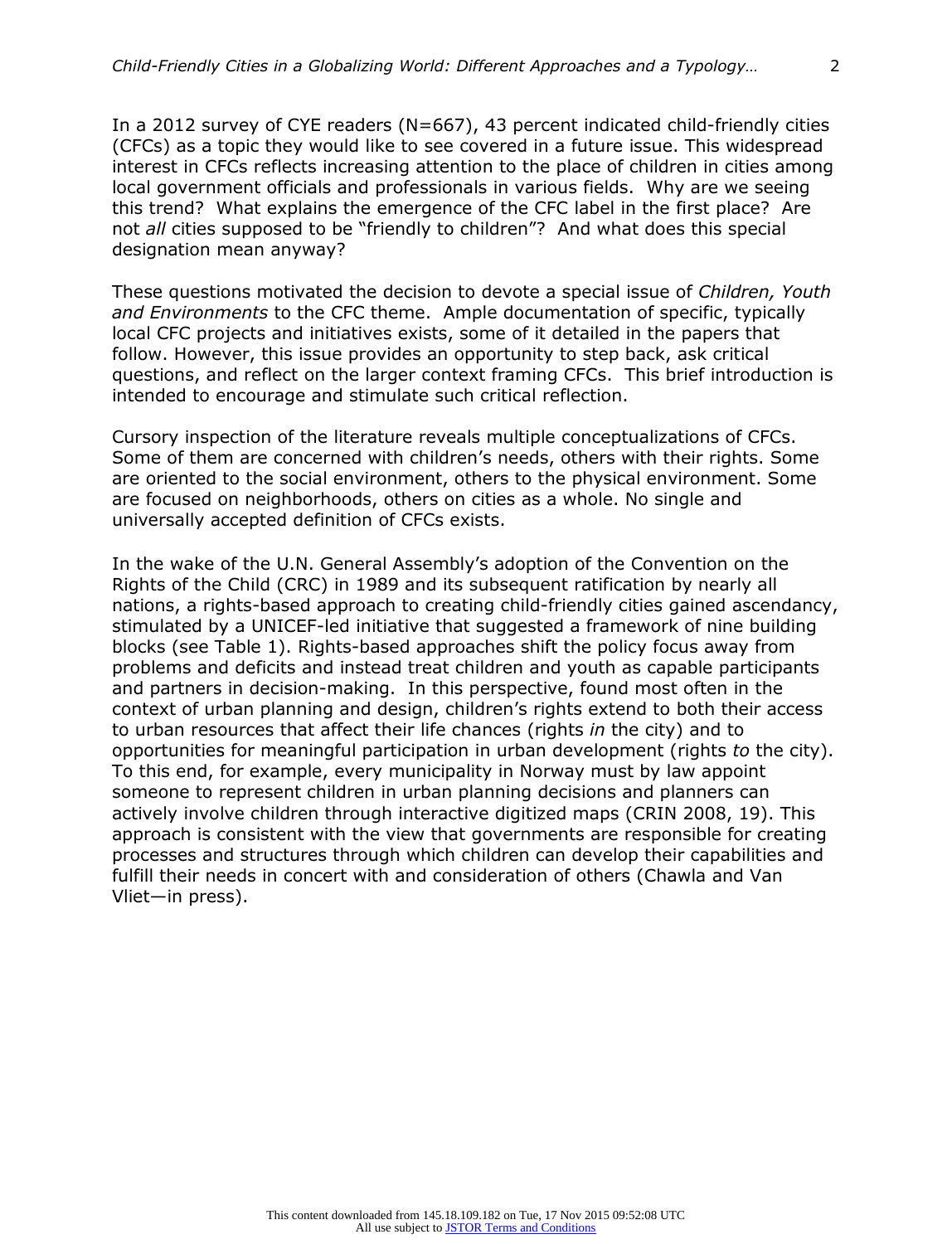In a 2012 survey of CYE readers (N=667), 43 percent indicated child-friendly cities (CFCs) as a topic they would like to see covered in a future issue. This widespread interest in CFCs reflects increasing attention to the place of children in cities among local government officials and professionals in various fields. Why are we seeing this trend? What explains the emergence of the CFC label in the first place? Are not *all* cities supposed to be "friendly to children"? And what does this special designation mean anyway?

These questions motivated the decision to devote a special issue of *Children, Youth and Environments* to the CFC theme. Ample documentation of specific, typically local CFC projects and initiatives exists, some of it detailed in the papers that follow. However, this issue provides an opportunity to step back, ask critical questions, and reflect on the larger context framing CFCs. This brief introduction is intended to encourage and stimulate such critical reflection.

Cursory inspection of the literature reveals multiple conceptualizations of CFCs. Some of them are concerned with children's needs, others with their rights. Some are oriented to the social environment, others to the physical environment. Some are focused on neighborhoods, others on cities as a whole. No single and universally accepted definition of CFCs exists.

In the wake of the U.N. General Assembly's adoption of the Convention on the Rights of the Child (CRC) in 1989 and its subsequent ratification by nearly all nations, a rights-based approach to creating child-friendly cities gained ascendancy, stimulated by a UNICEF-led initiative that suggested a framework of nine building blocks (see Table 1). Rights-based approaches shift the policy focus away from problems and deficits and instead treat children and youth as capable participants and partners in decision-making. In this perspective, found most often in the context of urban planning and design, children's rights extend to both their access to urban resources that affect their life chances (rights *in* the city) and to opportunities for meaningful participation in urban development (rights *to* the city). To this end, for example, every municipality in Norway must by law appoint someone to represent children in urban planning decisions and planners can actively involve children through interactive digitized maps (CRIN 2008, 19). This approach is consistent with the view that governments are responsible for creating processes and structures through which children can develop their capabilities and fulfill their needs in concert with and consideration of others (Chawla and Van Vliet—in press).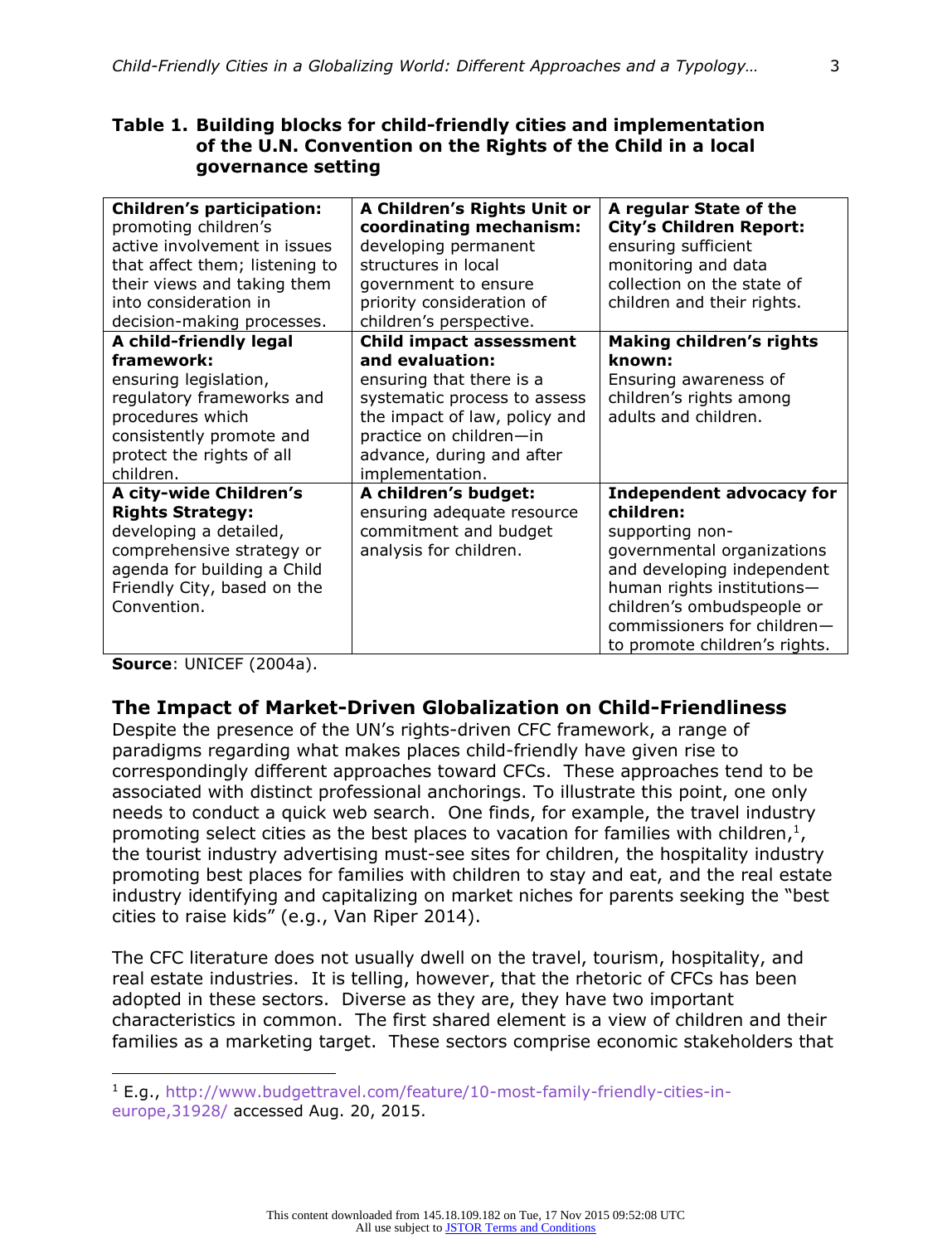**Table 1. Building blocks for child-friendly cities and implementation of the U.N. Convention on the Rights of the Child in a local governance setting**

| | | |
|---|---|---|
| **Children's participation:** promoting children's active involvement in issues that affect them; listening to their views and taking them into consideration in decision-making processes. | **A Children's Rights Unit or coordinating mechanism:** developing permanent structures in local government to ensure priority consideration of children's perspective. | **A regular State of the City's Children Report:** ensuring sufficient monitoring and data collection on the state of children and their rights. |
| **A child-friendly legal framework:** ensuring legislation, regulatory frameworks and procedures which consistently promote and protect the rights of all children. | **Child impact assessment and evaluation:** ensuring that there is a systematic process to assess the impact of law, policy and practice on children—in advance, during and after implementation. | **Making children's rights known:** Ensuring awareness of children's rights among adults and children. |
| **A city-wide Children's Rights Strategy:** developing a detailed, comprehensive strategy or agenda for building a Child Friendly City, based on the Convention. | **A children's budget:** ensuring adequate resource commitment and budget analysis for children. | **Independent advocacy for children:** supporting non-governmental organizations and developing independent human rights institutions—children's ombudspeople or commissioners for children—to promote children's rights. |

**Source**: UNICEF (2004a).

## The Impact of Market-Driven Globalization on Child-Friendliness

Despite the presence of the UN's rights-driven CFC framework, a range of paradigms regarding what makes places child-friendly have given rise to correspondingly different approaches toward CFCs. These approaches tend to be associated with distinct professional anchorings. To illustrate this point, one only needs to conduct a quick web search. One finds, for example, the travel industry promoting select cities as the best places to vacation for families with children,[1], the tourist industry advertising must-see sites for children, the hospitality industry promoting best places for families with children to stay and eat, and the real estate industry identifying and capitalizing on market niches for parents seeking the "best cities to raise kids" (e.g., Van Riper 2014).

The CFC literature does not usually dwell on the travel, tourism, hospitality, and real estate industries. It is telling, however, that the rhetoric of CFCs has been adopted in these sectors. Diverse as they are, they have two important characteristics in common. The first shared element is a view of children and their families as a marketing target. These sectors comprise economic stakeholders that

[1] E.g., http://www.budgettravel.com/feature/10-most-family-friendly-cities-in-europe,31928/ accessed Aug. 20, 2015.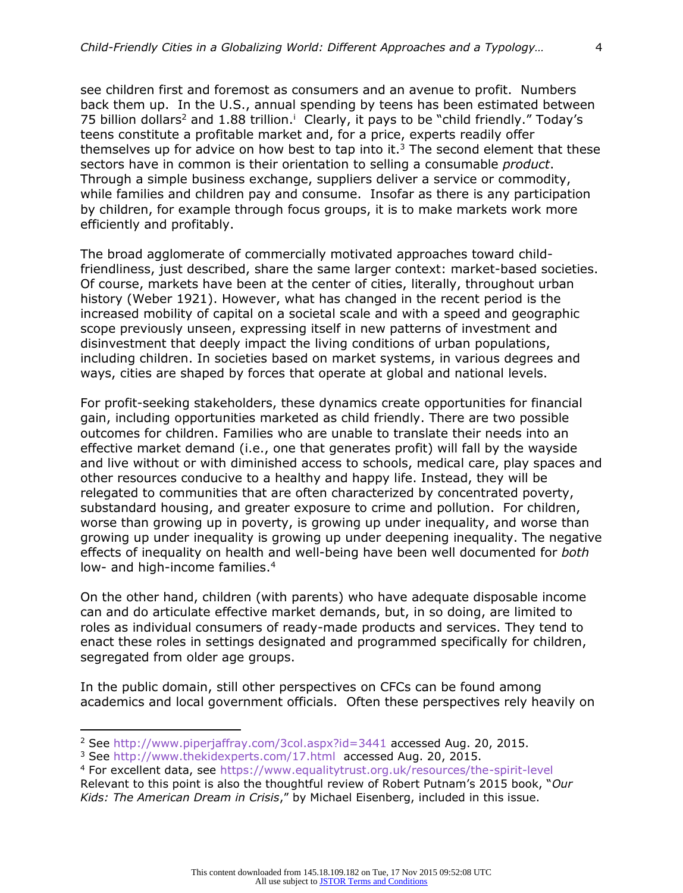see children first and foremost as consumers and an avenue to profit. Numbers back them up. In the U.S., annual spending by teens has been estimated between 75 billion dollars[2] and 1.88 trillion.[i] Clearly, it pays to be "child friendly." Today's teens constitute a profitable market and, for a price, experts readily offer themselves up for advice on how best to tap into it.[3] The second element that these sectors have in common is their orientation to selling a consumable *product*. Through a simple business exchange, suppliers deliver a service or commodity, while families and children pay and consume. Insofar as there is any participation by children, for example through focus groups, it is to make markets work more efficiently and profitably.

The broad agglomerate of commercially motivated approaches toward child-friendliness, just described, share the same larger context: market-based societies. Of course, markets have been at the center of cities, literally, throughout urban history (Weber 1921). However, what has changed in the recent period is the increased mobility of capital on a societal scale and with a speed and geographic scope previously unseen, expressing itself in new patterns of investment and disinvestment that deeply impact the living conditions of urban populations, including children. In societies based on market systems, in various degrees and ways, cities are shaped by forces that operate at global and national levels.

For profit-seeking stakeholders, these dynamics create opportunities for financial gain, including opportunities marketed as child friendly. There are two possible outcomes for children. Families who are unable to translate their needs into an effective market demand (i.e., one that generates profit) will fall by the wayside and live without or with diminished access to schools, medical care, play spaces and other resources conducive to a healthy and happy life. Instead, they will be relegated to communities that are often characterized by concentrated poverty, substandard housing, and greater exposure to crime and pollution. For children, worse than growing up in poverty, is growing up under inequality, and worse than growing up under inequality is growing up under deepening inequality. The negative effects of inequality on health and well-being have been well documented for *both* low- and high-income families.[4]

On the other hand, children (with parents) who have adequate disposable income can and do articulate effective market demands, but, in so doing, are limited to roles as individual consumers of ready-made products and services. They tend to enact these roles in settings designated and programmed specifically for children, segregated from older age groups.

In the public domain, still other perspectives on CFCs can be found among academics and local government officials. Often these perspectives rely heavily on

---

[2] See http://www.piperjaffray.com/3col.aspx?id=3441 accessed Aug. 20, 2015.

[3] See http://www.thekidexperts.com/17.html accessed Aug. 20, 2015.

[4] For excellent data, see https://www.equalitytrust.org.uk/resources/the-spirit-level Relevant to this point is also the thoughtful review of Robert Putnam's 2015 book, "*Our Kids: The American Dream in Crisis*," by Michael Eisenberg, included in this issue.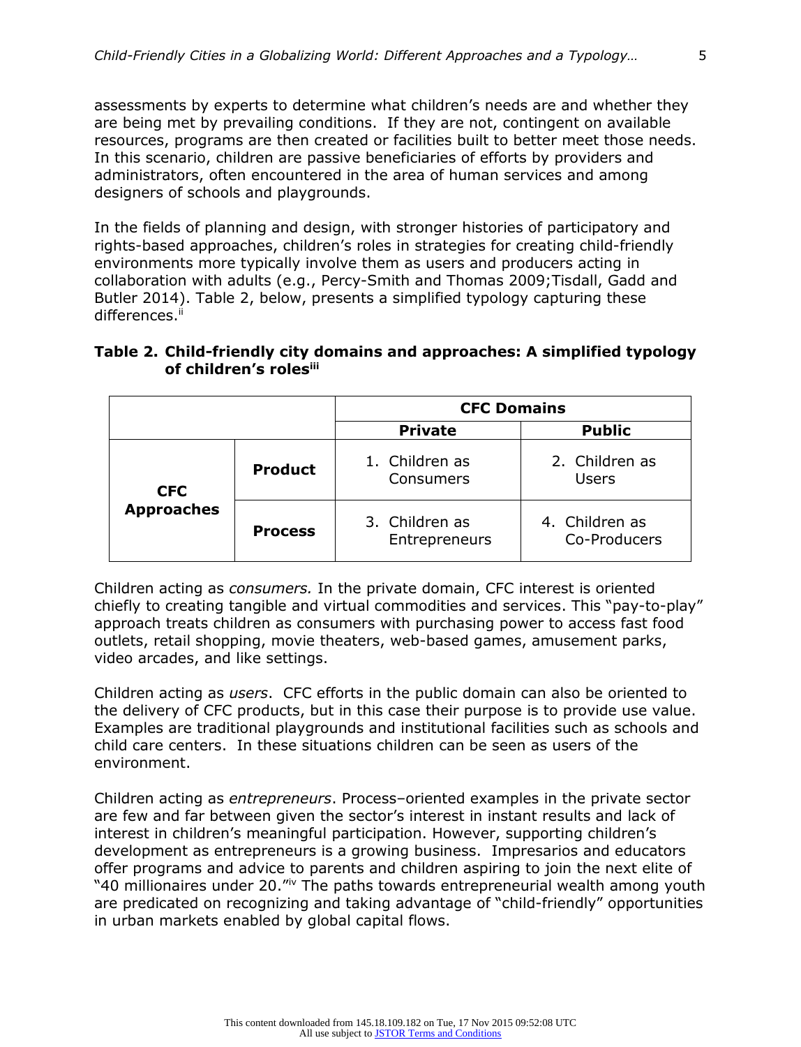assessments by experts to determine what children's needs are and whether they are being met by prevailing conditions. If they are not, contingent on available resources, programs are then created or facilities built to better meet those needs. In this scenario, children are passive beneficiaries of efforts by providers and administrators, often encountered in the area of human services and among designers of schools and playgrounds.

In the fields of planning and design, with stronger histories of participatory and rights-based approaches, children's roles in strategies for creating child-friendly environments more typically involve them as users and producers acting in collaboration with adults (e.g., Percy-Smith and Thomas 2009;Tisdall, Gadd and Butler 2014). Table 2, below, presents a simplified typology capturing these differences.[ii]

**Table 2. Child-friendly city domains and approaches: A simplified typology of children's roles[iii]**

| | | CFC Domains | |
|---|---|---|---|
| | | **Private** | **Public** |
| **CFC Approaches** | **Product** | 1. Children as Consumers | 2. Children as Users |
| | **Process** | 3. Children as Entrepreneurs | 4. Children as Co-Producers |

Children acting as *consumers.* In the private domain, CFC interest is oriented chiefly to creating tangible and virtual commodities and services. This "pay-to-play" approach treats children as consumers with purchasing power to access fast food outlets, retail shopping, movie theaters, web-based games, amusement parks, video arcades, and like settings.

Children acting as *users*. CFC efforts in the public domain can also be oriented to the delivery of CFC products, but in this case their purpose is to provide use value. Examples are traditional playgrounds and institutional facilities such as schools and child care centers. In these situations children can be seen as users of the environment.

Children acting as *entrepreneurs*. Process–oriented examples in the private sector are few and far between given the sector's interest in instant results and lack of interest in children's meaningful participation. However, supporting children's development as entrepreneurs is a growing business. Impresarios and educators offer programs and advice to parents and children aspiring to join the next elite of "40 millionaires under 20."[iv] The paths towards entrepreneurial wealth among youth are predicated on recognizing and taking advantage of "child-friendly" opportunities in urban markets enabled by global capital flows.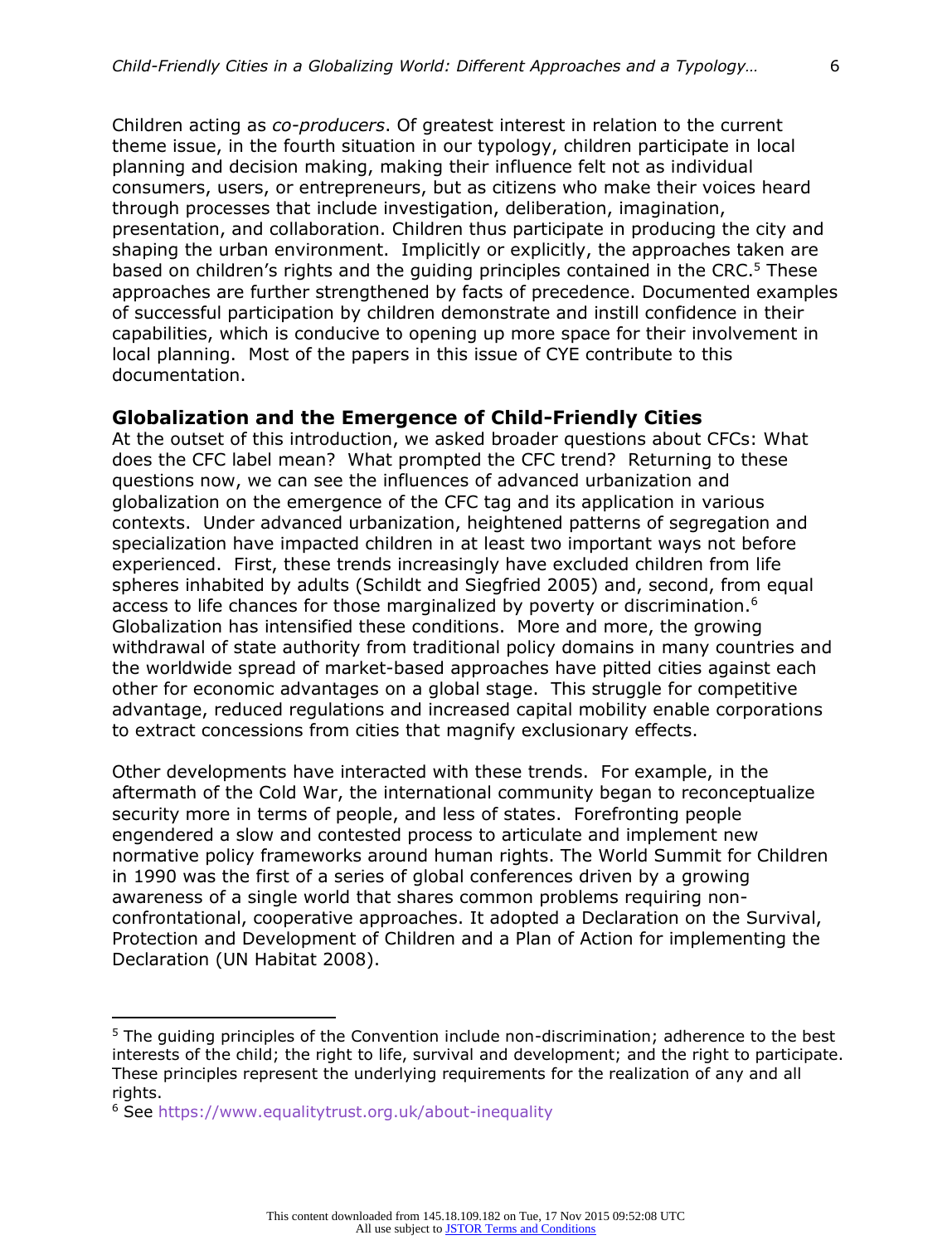Children acting as *co-producers*. Of greatest interest in relation to the current theme issue, in the fourth situation in our typology, children participate in local planning and decision making, making their influence felt not as individual consumers, users, or entrepreneurs, but as citizens who make their voices heard through processes that include investigation, deliberation, imagination, presentation, and collaboration. Children thus participate in producing the city and shaping the urban environment. Implicitly or explicitly, the approaches taken are based on children's rights and the guiding principles contained in the CRC.[5] These approaches are further strengthened by facts of precedence. Documented examples of successful participation by children demonstrate and instill confidence in their capabilities, which is conducive to opening up more space for their involvement in local planning. Most of the papers in this issue of CYE contribute to this documentation.

## Globalization and the Emergence of Child-Friendly Cities

At the outset of this introduction, we asked broader questions about CFCs: What does the CFC label mean? What prompted the CFC trend? Returning to these questions now, we can see the influences of advanced urbanization and globalization on the emergence of the CFC tag and its application in various contexts. Under advanced urbanization, heightened patterns of segregation and specialization have impacted children in at least two important ways not before experienced. First, these trends increasingly have excluded children from life spheres inhabited by adults (Schildt and Siegfried 2005) and, second, from equal access to life chances for those marginalized by poverty or discrimination.[6] Globalization has intensified these conditions. More and more, the growing withdrawal of state authority from traditional policy domains in many countries and the worldwide spread of market-based approaches have pitted cities against each other for economic advantages on a global stage. This struggle for competitive advantage, reduced regulations and increased capital mobility enable corporations to extract concessions from cities that magnify exclusionary effects.

Other developments have interacted with these trends. For example, in the aftermath of the Cold War, the international community began to reconceptualize security more in terms of people, and less of states. Forefronting people engendered a slow and contested process to articulate and implement new normative policy frameworks around human rights. The World Summit for Children in 1990 was the first of a series of global conferences driven by a growing awareness of a single world that shares common problems requiring non-confrontational, cooperative approaches. It adopted a Declaration on the Survival, Protection and Development of Children and a Plan of Action for implementing the Declaration (UN Habitat 2008).

---

[5] The guiding principles of the Convention include non-discrimination; adherence to the best interests of the child; the right to life, survival and development; and the right to participate. These principles represent the underlying requirements for the realization of any and all rights.

[6] See https://www.equalitytrust.org.uk/about-inequality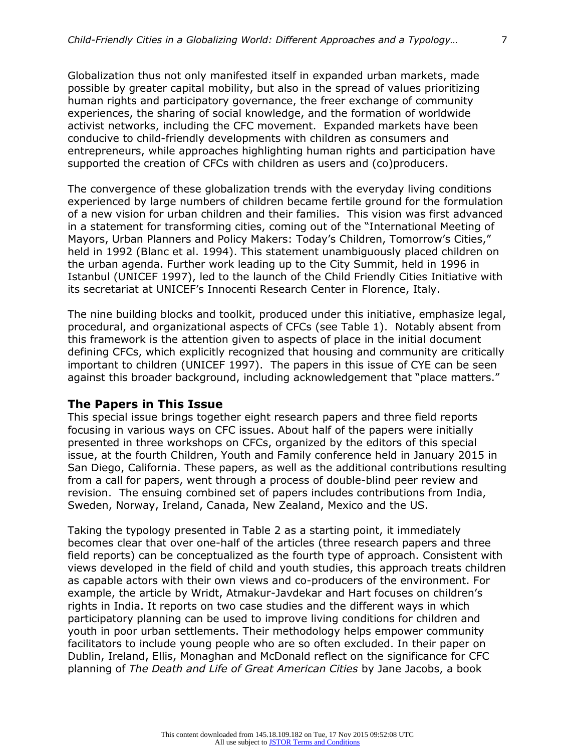Globalization thus not only manifested itself in expanded urban markets, made possible by greater capital mobility, but also in the spread of values prioritizing human rights and participatory governance, the freer exchange of community experiences, the sharing of social knowledge, and the formation of worldwide activist networks, including the CFC movement. Expanded markets have been conducive to child-friendly developments with children as consumers and entrepreneurs, while approaches highlighting human rights and participation have supported the creation of CFCs with children as users and (co)producers.

The convergence of these globalization trends with the everyday living conditions experienced by large numbers of children became fertile ground for the formulation of a new vision for urban children and their families. This vision was first advanced in a statement for transforming cities, coming out of the "International Meeting of Mayors, Urban Planners and Policy Makers: Today's Children, Tomorrow's Cities," held in 1992 (Blanc et al. 1994). This statement unambiguously placed children on the urban agenda. Further work leading up to the City Summit, held in 1996 in Istanbul (UNICEF 1997), led to the launch of the Child Friendly Cities Initiative with its secretariat at UNICEF's Innocenti Research Center in Florence, Italy.

The nine building blocks and toolkit, produced under this initiative, emphasize legal, procedural, and organizational aspects of CFCs (see Table 1). Notably absent from this framework is the attention given to aspects of place in the initial document defining CFCs, which explicitly recognized that housing and community are critically important to children (UNICEF 1997). The papers in this issue of CYE can be seen against this broader background, including acknowledgement that "place matters."

## The Papers in This Issue

This special issue brings together eight research papers and three field reports focusing in various ways on CFC issues. About half of the papers were initially presented in three workshops on CFCs, organized by the editors of this special issue, at the fourth Children, Youth and Family conference held in January 2015 in San Diego, California. These papers, as well as the additional contributions resulting from a call for papers, went through a process of double-blind peer review and revision. The ensuing combined set of papers includes contributions from India, Sweden, Norway, Ireland, Canada, New Zealand, Mexico and the US.

Taking the typology presented in Table 2 as a starting point, it immediately becomes clear that over one-half of the articles (three research papers and three field reports) can be conceptualized as the fourth type of approach. Consistent with views developed in the field of child and youth studies, this approach treats children as capable actors with their own views and co-producers of the environment. For example, the article by Wridt, Atmakur-Javdekar and Hart focuses on children's rights in India. It reports on two case studies and the different ways in which participatory planning can be used to improve living conditions for children and youth in poor urban settlements. Their methodology helps empower community facilitators to include young people who are so often excluded. In their paper on Dublin, Ireland, Ellis, Monaghan and McDonald reflect on the significance for CFC planning of *The Death and Life of Great American Cities* by Jane Jacobs, a book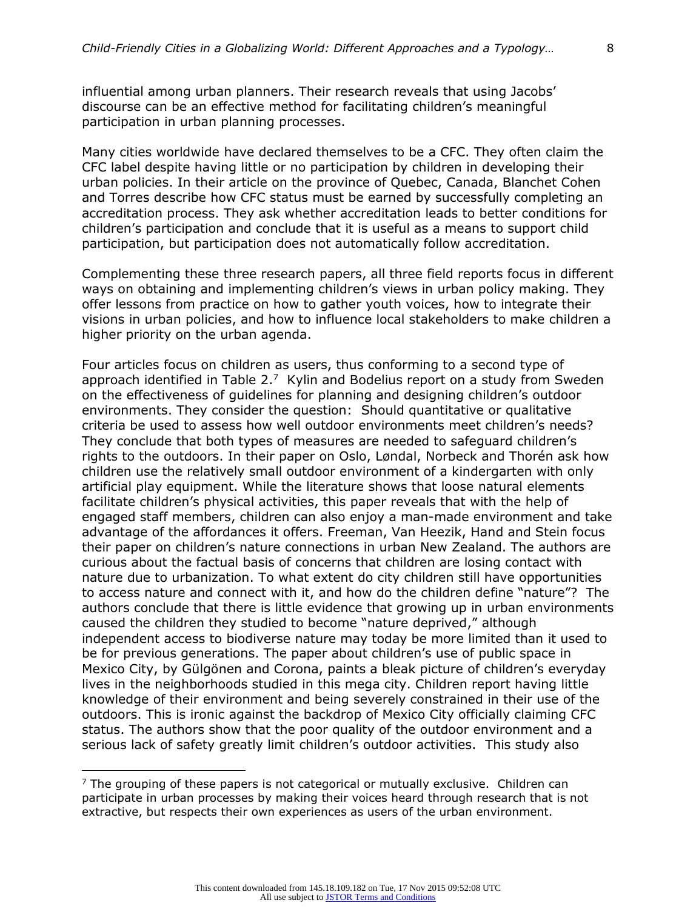influential among urban planners. Their research reveals that using Jacobs' discourse can be an effective method for facilitating children's meaningful participation in urban planning processes.

Many cities worldwide have declared themselves to be a CFC. They often claim the CFC label despite having little or no participation by children in developing their urban policies. In their article on the province of Quebec, Canada, Blanchet Cohen and Torres describe how CFC status must be earned by successfully completing an accreditation process. They ask whether accreditation leads to better conditions for children's participation and conclude that it is useful as a means to support child participation, but participation does not automatically follow accreditation.

Complementing these three research papers, all three field reports focus in different ways on obtaining and implementing children's views in urban policy making. They offer lessons from practice on how to gather youth voices, how to integrate their visions in urban policies, and how to influence local stakeholders to make children a higher priority on the urban agenda.

Four articles focus on children as users, thus conforming to a second type of approach identified in Table 2.[7] Kylin and Bodelius report on a study from Sweden on the effectiveness of guidelines for planning and designing children's outdoor environments. They consider the question: Should quantitative or qualitative criteria be used to assess how well outdoor environments meet children's needs? They conclude that both types of measures are needed to safeguard children's rights to the outdoors. In their paper on Oslo, Løndal, Norbeck and Thorén ask how children use the relatively small outdoor environment of a kindergarten with only artificial play equipment. While the literature shows that loose natural elements facilitate children's physical activities, this paper reveals that with the help of engaged staff members, children can also enjoy a man-made environment and take advantage of the affordances it offers. Freeman, Van Heezik, Hand and Stein focus their paper on children's nature connections in urban New Zealand. The authors are curious about the factual basis of concerns that children are losing contact with nature due to urbanization. To what extent do city children still have opportunities to access nature and connect with it, and how do the children define "nature"? The authors conclude that there is little evidence that growing up in urban environments caused the children they studied to become "nature deprived," although independent access to biodiverse nature may today be more limited than it used to be for previous generations. The paper about children's use of public space in Mexico City, by Gülgönen and Corona, paints a bleak picture of children's everyday lives in the neighborhoods studied in this mega city. Children report having little knowledge of their environment and being severely constrained in their use of the outdoors. This is ironic against the backdrop of Mexico City officially claiming CFC status. The authors show that the poor quality of the outdoor environment and a serious lack of safety greatly limit children's outdoor activities. This study also

[7] The grouping of these papers is not categorical or mutually exclusive. Children can participate in urban processes by making their voices heard through research that is not extractive, but respects their own experiences as users of the urban environment.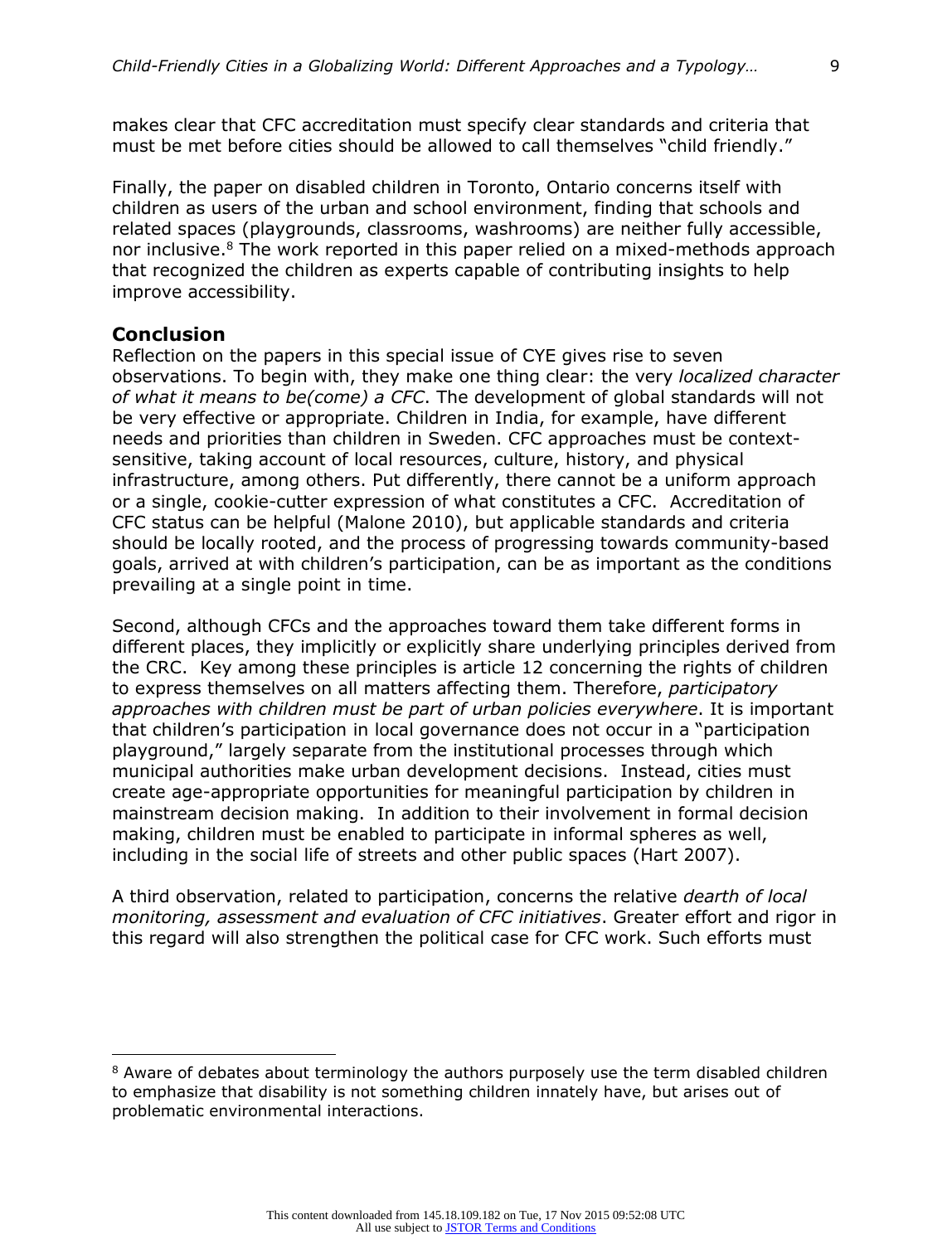makes clear that CFC accreditation must specify clear standards and criteria that must be met before cities should be allowed to call themselves "child friendly."

Finally, the paper on disabled children in Toronto, Ontario concerns itself with children as users of the urban and school environment, finding that schools and related spaces (playgrounds, classrooms, washrooms) are neither fully accessible, nor inclusive.[8] The work reported in this paper relied on a mixed-methods approach that recognized the children as experts capable of contributing insights to help improve accessibility.

## Conclusion

Reflection on the papers in this special issue of CYE gives rise to seven observations. To begin with, they make one thing clear: the very *localized character of what it means to be(come) a CFC*. The development of global standards will not be very effective or appropriate. Children in India, for example, have different needs and priorities than children in Sweden. CFC approaches must be context-sensitive, taking account of local resources, culture, history, and physical infrastructure, among others. Put differently, there cannot be a uniform approach or a single, cookie-cutter expression of what constitutes a CFC. Accreditation of CFC status can be helpful (Malone 2010), but applicable standards and criteria should be locally rooted, and the process of progressing towards community-based goals, arrived at with children's participation, can be as important as the conditions prevailing at a single point in time.

Second, although CFCs and the approaches toward them take different forms in different places, they implicitly or explicitly share underlying principles derived from the CRC. Key among these principles is article 12 concerning the rights of children to express themselves on all matters affecting them. Therefore, *participatory approaches with children must be part of urban policies everywhere*. It is important that children's participation in local governance does not occur in a "participation playground," largely separate from the institutional processes through which municipal authorities make urban development decisions. Instead, cities must create age-appropriate opportunities for meaningful participation by children in mainstream decision making. In addition to their involvement in formal decision making, children must be enabled to participate in informal spheres as well, including in the social life of streets and other public spaces (Hart 2007).

A third observation, related to participation, concerns the relative *dearth of local monitoring, assessment and evaluation of CFC initiatives*. Greater effort and rigor in this regard will also strengthen the political case for CFC work. Such efforts must

---

[8] Aware of debates about terminology the authors purposely use the term disabled children to emphasize that disability is not something children innately have, but arises out of problematic environmental interactions.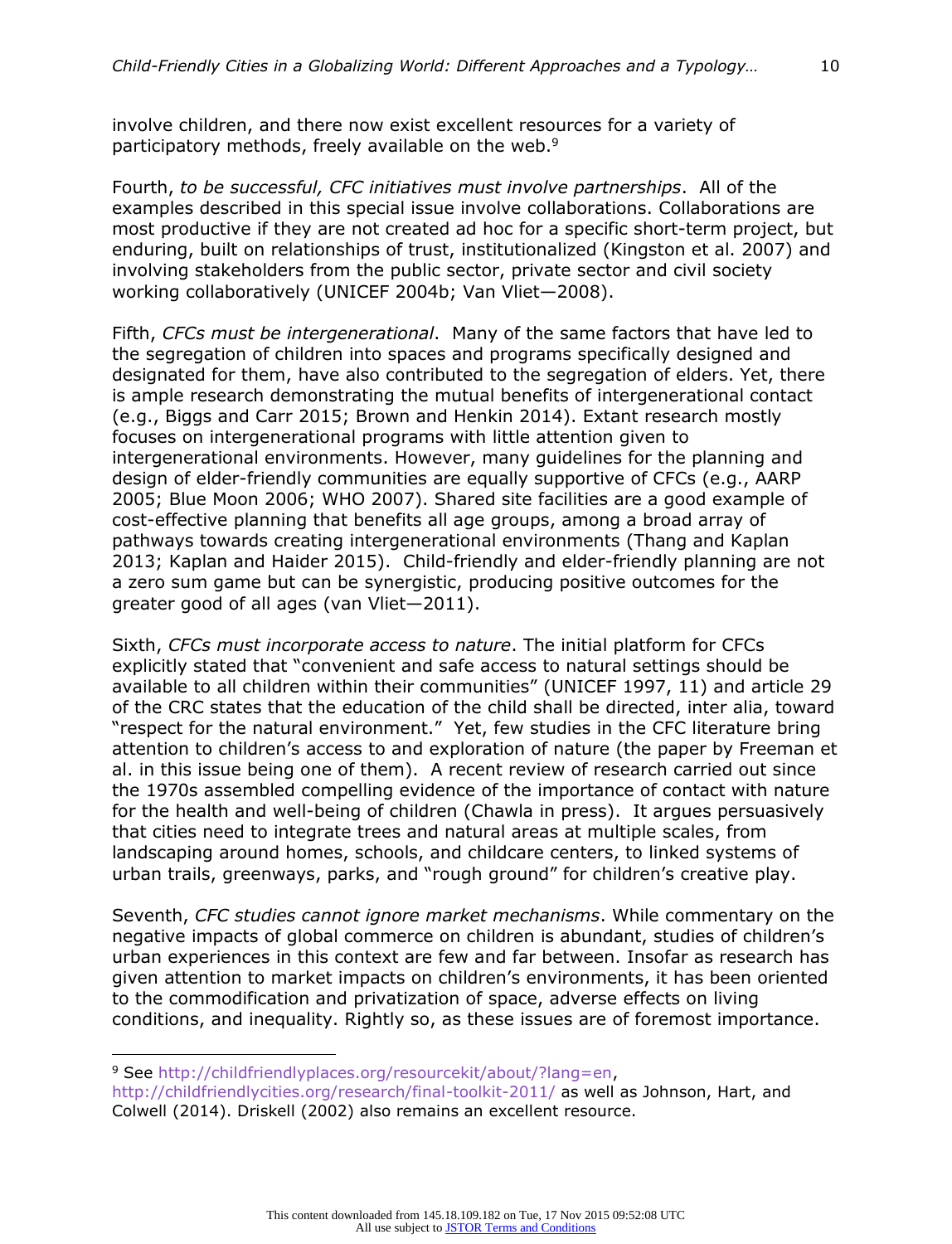involve children, and there now exist excellent resources for a variety of participatory methods, freely available on the web.[9]

Fourth, *to be successful, CFC initiatives must involve partnerships*. All of the examples described in this special issue involve collaborations. Collaborations are most productive if they are not created ad hoc for a specific short-term project, but enduring, built on relationships of trust, institutionalized (Kingston et al. 2007) and involving stakeholders from the public sector, private sector and civil society working collaboratively (UNICEF 2004b; Van Vliet—2008).

Fifth, *CFCs must be intergenerational*. Many of the same factors that have led to the segregation of children into spaces and programs specifically designed and designated for them, have also contributed to the segregation of elders. Yet, there is ample research demonstrating the mutual benefits of intergenerational contact (e.g., Biggs and Carr 2015; Brown and Henkin 2014). Extant research mostly focuses on intergenerational programs with little attention given to intergenerational environments. However, many guidelines for the planning and design of elder-friendly communities are equally supportive of CFCs (e.g., AARP 2005; Blue Moon 2006; WHO 2007). Shared site facilities are a good example of cost-effective planning that benefits all age groups, among a broad array of pathways towards creating intergenerational environments (Thang and Kaplan 2013; Kaplan and Haider 2015). Child-friendly and elder-friendly planning are not a zero sum game but can be synergistic, producing positive outcomes for the greater good of all ages (van Vliet—2011).

Sixth, *CFCs must incorporate access to nature*. The initial platform for CFCs explicitly stated that "convenient and safe access to natural settings should be available to all children within their communities" (UNICEF 1997, 11) and article 29 of the CRC states that the education of the child shall be directed, inter alia, toward "respect for the natural environment." Yet, few studies in the CFC literature bring attention to children's access to and exploration of nature (the paper by Freeman et al. in this issue being one of them). A recent review of research carried out since the 1970s assembled compelling evidence of the importance of contact with nature for the health and well-being of children (Chawla in press). It argues persuasively that cities need to integrate trees and natural areas at multiple scales, from landscaping around homes, schools, and childcare centers, to linked systems of urban trails, greenways, parks, and "rough ground" for children's creative play.

Seventh, *CFC studies cannot ignore market mechanisms*. While commentary on the negative impacts of global commerce on children is abundant, studies of children's urban experiences in this context are few and far between. Insofar as research has given attention to market impacts on children's environments, it has been oriented to the commodification and privatization of space, adverse effects on living conditions, and inequality. Rightly so, as these issues are of foremost importance.

---

[9] See http://childfriendlyplaces.org/resourcekit/about/?lang=en, http://childfriendlycities.org/research/final-toolkit-2011/ as well as Johnson, Hart, and Colwell (2014). Driskell (2002) also remains an excellent resource.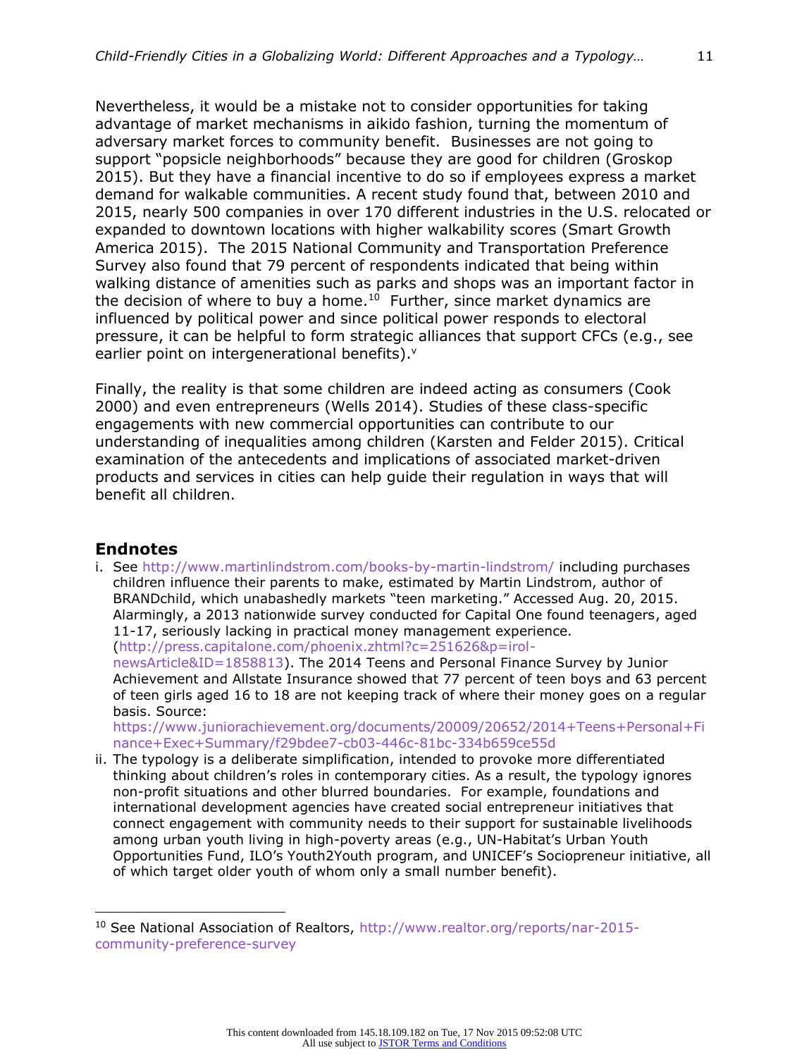Nevertheless, it would be a mistake not to consider opportunities for taking advantage of market mechanisms in aikido fashion, turning the momentum of adversary market forces to community benefit. Businesses are not going to support "popsicle neighborhoods" because they are good for children (Groskop 2015). But they have a financial incentive to do so if employees express a market demand for walkable communities. A recent study found that, between 2010 and 2015, nearly 500 companies in over 170 different industries in the U.S. relocated or expanded to downtown locations with higher walkability scores (Smart Growth America 2015). The 2015 National Community and Transportation Preference Survey also found that 79 percent of respondents indicated that being within walking distance of amenities such as parks and shops was an important factor in the decision of where to buy a home.[10] Further, since market dynamics are influenced by political power and since political power responds to electoral pressure, it can be helpful to form strategic alliances that support CFCs (e.g., see earlier point on intergenerational benefits).[v]

Finally, the reality is that some children are indeed acting as consumers (Cook 2000) and even entrepreneurs (Wells 2014). Studies of these class-specific engagements with new commercial opportunities can contribute to our understanding of inequalities among children (Karsten and Felder 2015). Critical examination of the antecedents and implications of associated market-driven products and services in cities can help guide their regulation in ways that will benefit all children.

## Endnotes

i. See http://www.martinlindstrom.com/books-by-martin-lindstrom/ including purchases children influence their parents to make, estimated by Martin Lindstrom, author of BRANDchild, which unabashedly markets "teen marketing." Accessed Aug. 20, 2015. Alarmingly, a 2013 nationwide survey conducted for Capital One found teenagers, aged 11-17, seriously lacking in practical money management experience. (http://press.capitalone.com/phoenix.zhtml?c=251626&p=irol-newsArticle&ID=1858813). The 2014 Teens and Personal Finance Survey by Junior Achievement and Allstate Insurance showed that 77 percent of teen boys and 63 percent of teen girls aged 16 to 18 are not keeping track of where their money goes on a regular basis. Source: https://www.juniorachievement.org/documents/20009/20652/2014+Teens+Personal+Finance+Exec+Summary/f29bdee7-cb03-446c-81bc-334b659ce55d

ii. The typology is a deliberate simplification, intended to provoke more differentiated thinking about children's roles in contemporary cities. As a result, the typology ignores non-profit situations and other blurred boundaries. For example, foundations and international development agencies have created social entrepreneur initiatives that connect engagement with community needs to their support for sustainable livelihoods among urban youth living in high-poverty areas (e.g., UN-Habitat's Urban Youth Opportunities Fund, ILO's Youth2Youth program, and UNICEF's Sociopreneur initiative, all of which target older youth of whom only a small number benefit).

---

[10] See National Association of Realtors, http://www.realtor.org/reports/nar-2015-community-preference-survey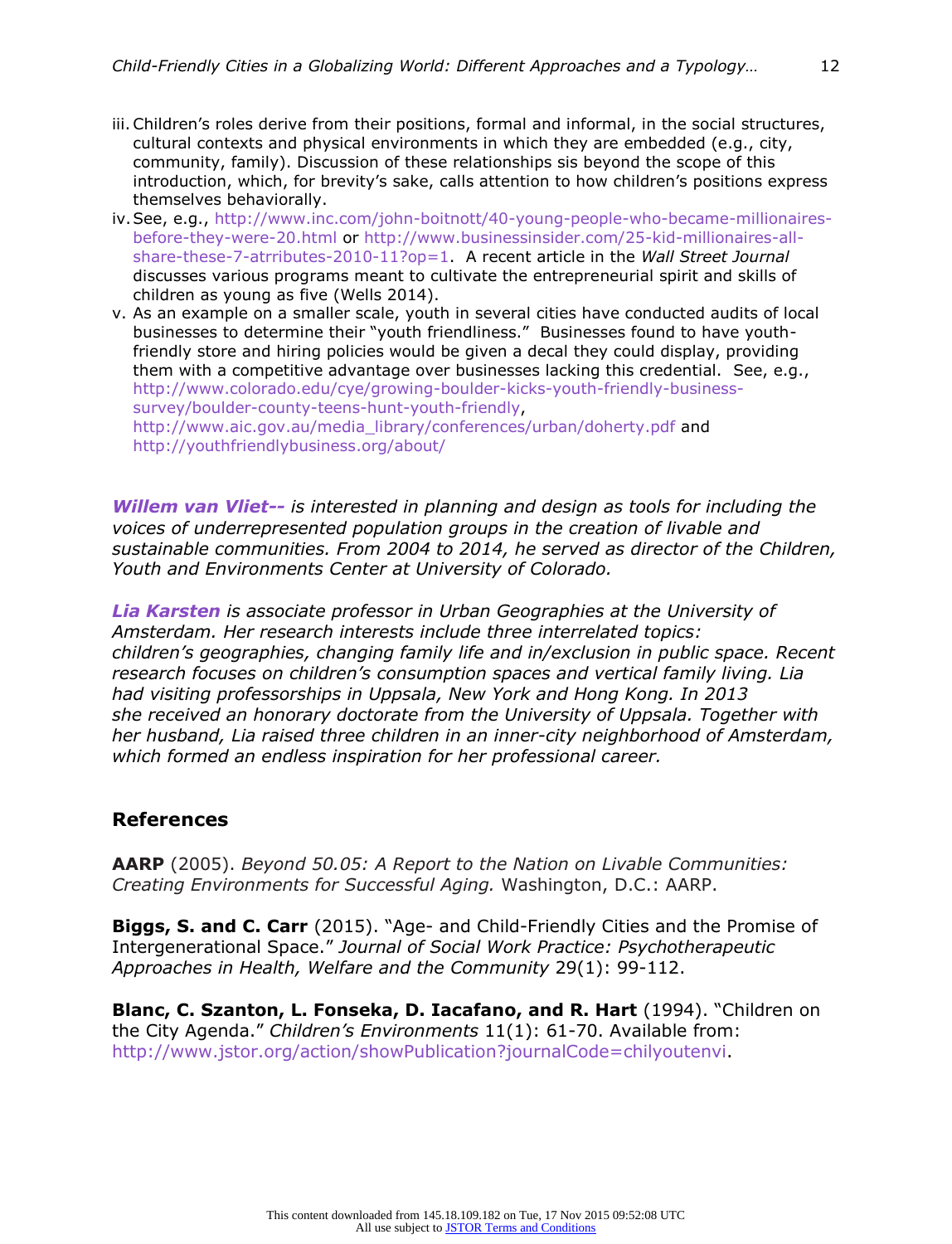iii. Children's roles derive from their positions, formal and informal, in the social structures, cultural contexts and physical environments in which they are embedded (e.g., city, community, family). Discussion of these relationships sis beyond the scope of this introduction, which, for brevity's sake, calls attention to how children's positions express themselves behaviorally.

iv. See, e.g., http://www.inc.com/john-boitnott/40-young-people-who-became-millionaires-before-they-were-20.html or http://www.businessinsider.com/25-kid-millionaires-all-share-these-7-atrributes-2010-11?op=1. A recent article in the *Wall Street Journal* discusses various programs meant to cultivate the entrepreneurial spirit and skills of children as young as five (Wells 2014).

v. As an example on a smaller scale, youth in several cities have conducted audits of local businesses to determine their "youth friendliness." Businesses found to have youth-friendly store and hiring policies would be given a decal they could display, providing them with a competitive advantage over businesses lacking this credential. See, e.g., http://www.colorado.edu/cye/growing-boulder-kicks-youth-friendly-business-survey/boulder-county-teens-hunt-youth-friendly, http://www.aic.gov.au/media_library/conferences/urban/doherty.pdf and http://youthfriendlybusiness.org/about/

***Willem van Vliet--*** *is interested in planning and design as tools for including the voices of underrepresented population groups in the creation of livable and sustainable communities. From 2004 to 2014, he served as director of the Children, Youth and Environments Center at University of Colorado.*

***Lia Karsten*** *is associate professor in Urban Geographies at the University of Amsterdam. Her research interests include three interrelated topics: children's geographies, changing family life and in/exclusion in public space. Recent research focuses on children's consumption spaces and vertical family living. Lia had visiting professorships in Uppsala, New York and Hong Kong. In 2013 she received an honorary doctorate from the University of Uppsala. Together with her husband, Lia raised three children in an inner-city neighborhood of Amsterdam, which formed an endless inspiration for her professional career.*

## References

**AARP** (2005). *Beyond 50.05: A Report to the Nation on Livable Communities: Creating Environments for Successful Aging.* Washington, D.C.: AARP.

**Biggs, S. and C. Carr** (2015). "Age- and Child-Friendly Cities and the Promise of Intergenerational Space." *Journal of Social Work Practice: Psychotherapeutic Approaches in Health, Welfare and the Community* 29(1): 99-112.

**Blanc, C. Szanton, L. Fonseka, D. Iacafano, and R. Hart** (1994). "Children on the City Agenda." *Children's Environments* 11(1): 61-70. Available from: http://www.jstor.org/action/showPublication?journalCode=chilyoutenvi.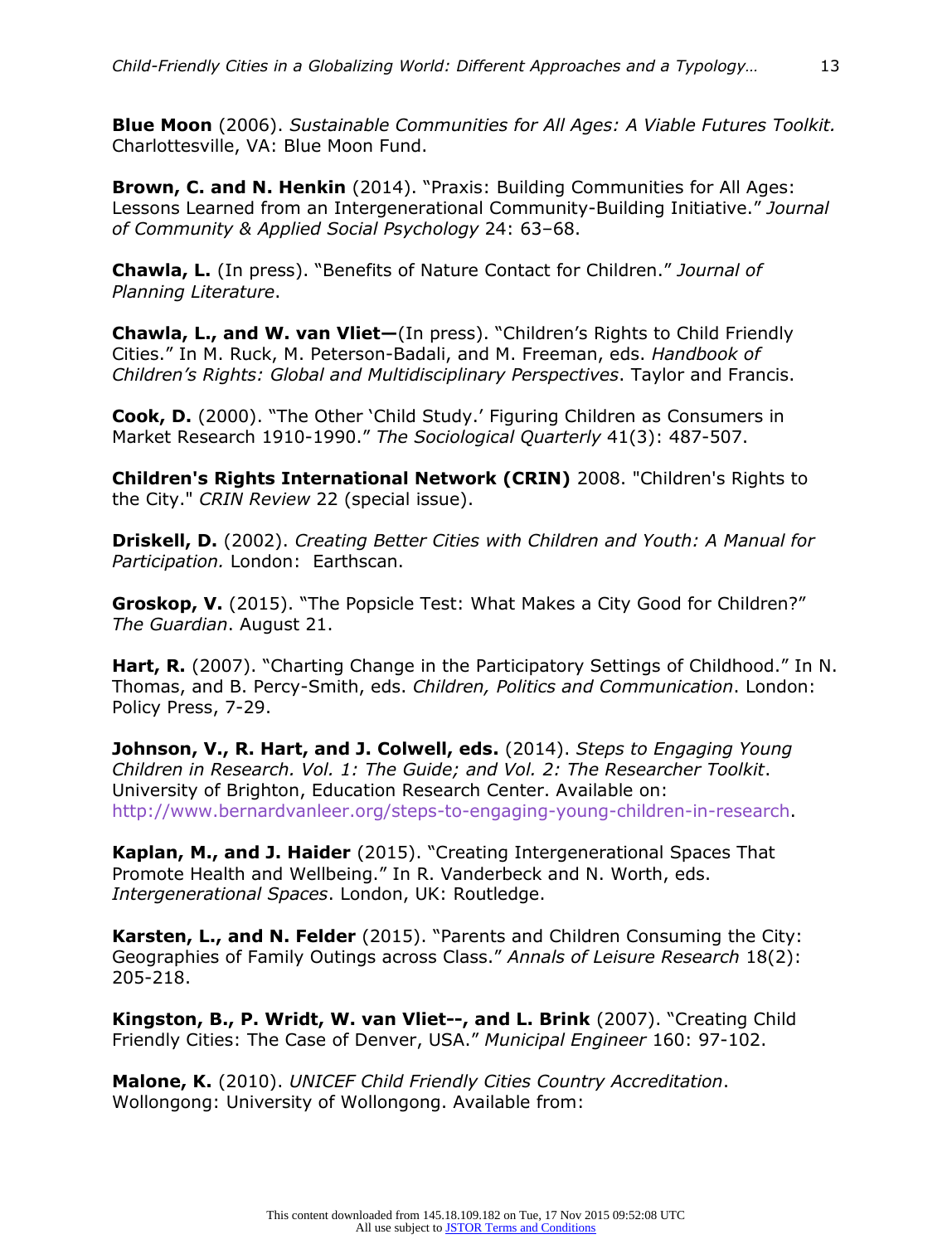**Blue Moon** (2006). *Sustainable Communities for All Ages: A Viable Futures Toolkit.* Charlottesville, VA: Blue Moon Fund.

**Brown, C. and N. Henkin** (2014). "Praxis: Building Communities for All Ages: Lessons Learned from an Intergenerational Community-Building Initiative." *Journal of Community & Applied Social Psychology* 24: 63–68.

**Chawla, L.** (In press). "Benefits of Nature Contact for Children." *Journal of Planning Literature*.

**Chawla, L., and W. van Vliet—**(In press). "Children's Rights to Child Friendly Cities." In M. Ruck, M. Peterson-Badali, and M. Freeman, eds. *Handbook of Children's Rights: Global and Multidisciplinary Perspectives*. Taylor and Francis.

**Cook, D.** (2000). "The Other 'Child Study.' Figuring Children as Consumers in Market Research 1910-1990." *The Sociological Quarterly* 41(3): 487-507.

**Children's Rights International Network (CRIN)** 2008. "Children's Rights to the City." *CRIN Review* 22 (special issue).

**Driskell, D.** (2002). *Creating Better Cities with Children and Youth: A Manual for Participation.* London: Earthscan.

**Groskop, V.** (2015). "The Popsicle Test: What Makes a City Good for Children?" *The Guardian*. August 21.

**Hart, R.** (2007). "Charting Change in the Participatory Settings of Childhood." In N. Thomas, and B. Percy-Smith, eds. *Children, Politics and Communication*. London: Policy Press, 7-29.

**Johnson, V., R. Hart, and J. Colwell, eds.** (2014). *Steps to Engaging Young Children in Research. Vol. 1: The Guide; and Vol. 2: The Researcher Toolkit*. University of Brighton, Education Research Center. Available on: http://www.bernardvanleer.org/steps-to-engaging-young-children-in-research.

**Kaplan, M., and J. Haider** (2015). "Creating Intergenerational Spaces That Promote Health and Wellbeing." In R. Vanderbeck and N. Worth, eds. *Intergenerational Spaces*. London, UK: Routledge.

**Karsten, L., and N. Felder** (2015). "Parents and Children Consuming the City: Geographies of Family Outings across Class." *Annals of Leisure Research* 18(2): 205-218.

**Kingston, B., P. Wridt, W. van Vliet--, and L. Brink** (2007). "Creating Child Friendly Cities: The Case of Denver, USA." *Municipal Engineer* 160: 97-102.

**Malone, K.** (2010). *UNICEF Child Friendly Cities Country Accreditation*. Wollongong: University of Wollongong. Available from: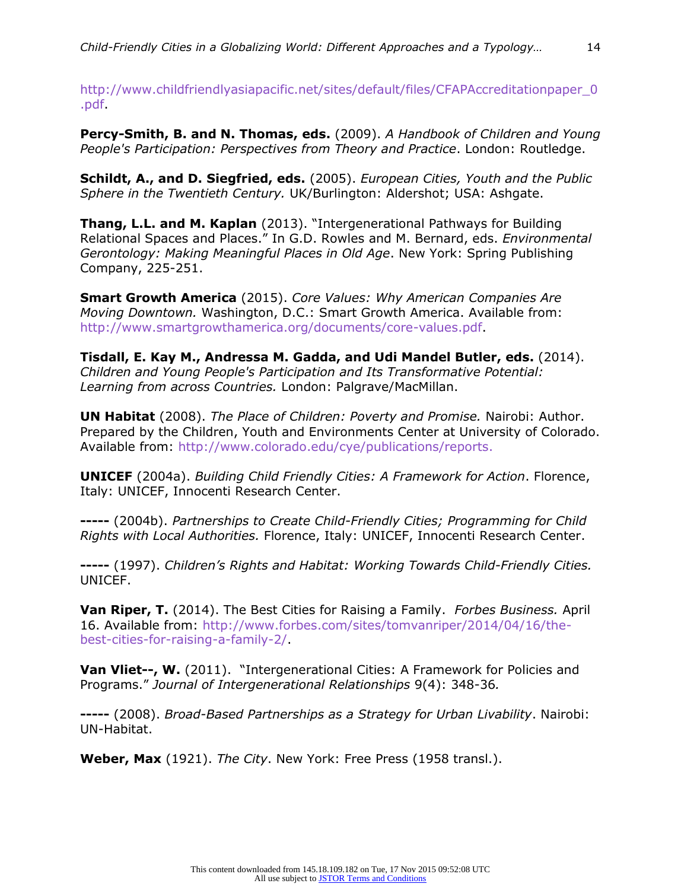http://www.childfriendlyasiapacific.net/sites/default/files/CFAPAccreditationpaper_0.pdf.

**Percy-Smith, B. and N. Thomas, eds.** (2009). *A Handbook of Children and Young People's Participation: Perspectives from Theory and Practice*. London: Routledge.

**Schildt, A., and D. Siegfried, eds.** (2005). *European Cities, Youth and the Public Sphere in the Twentieth Century.* UK/Burlington: Aldershot; USA: Ashgate.

**Thang, L.L. and M. Kaplan** (2013). "Intergenerational Pathways for Building Relational Spaces and Places." In G.D. Rowles and M. Bernard, eds. *Environmental Gerontology: Making Meaningful Places in Old Age*. New York: Spring Publishing Company, 225-251.

**Smart Growth America** (2015). *Core Values: Why American Companies Are Moving Downtown.* Washington, D.C.: Smart Growth America. Available from: http://www.smartgrowthamerica.org/documents/core-values.pdf.

**Tisdall, E. Kay M., Andressa M. Gadda, and Udi Mandel Butler, eds.** (2014). *Children and Young People's Participation and Its Transformative Potential: Learning from across Countries.* London: Palgrave/MacMillan.

**UN Habitat** (2008). *The Place of Children: Poverty and Promise.* Nairobi: Author. Prepared by the Children, Youth and Environments Center at University of Colorado. Available from: http://www.colorado.edu/cye/publications/reports.

**UNICEF** (2004a). *Building Child Friendly Cities: A Framework for Action*. Florence, Italy: UNICEF, Innocenti Research Center.

**-----** (2004b). *Partnerships to Create Child-Friendly Cities; Programming for Child Rights with Local Authorities.* Florence, Italy: UNICEF, Innocenti Research Center.

**-----** (1997). *Children's Rights and Habitat: Working Towards Child-Friendly Cities.* UNICEF.

**Van Riper, T.** (2014). The Best Cities for Raising a Family. *Forbes Business.* April 16. Available from: http://www.forbes.com/sites/tomvanriper/2014/04/16/the-best-cities-for-raising-a-family-2/.

**Van Vliet--, W.** (2011). "Intergenerational Cities: A Framework for Policies and Programs." *Journal of Intergenerational Relationships* 9(4): 348-36*.*

**-----** (2008). *Broad-Based Partnerships as a Strategy for Urban Livability*. Nairobi: UN-Habitat.

**Weber, Max** (1921). *The City*. New York: Free Press (1958 transl.).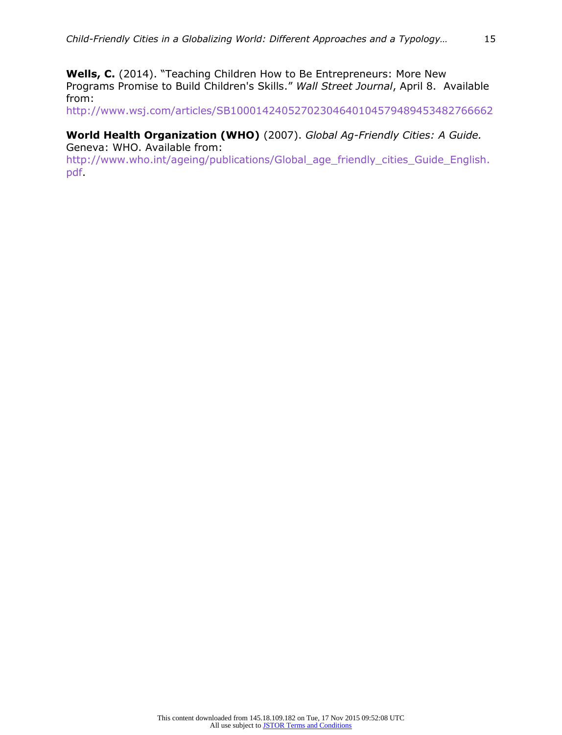**Wells, C.** (2014). "Teaching Children How to Be Entrepreneurs: More New Programs Promise to Build Children's Skills." *Wall Street Journal*, April 8. Available from: http://www.wsj.com/articles/SB10001424052702304640104579489453482766662

**World Health Organization (WHO)** (2007). *Global Ag-Friendly Cities: A Guide.* Geneva: WHO. Available from: http://www.who.int/ageing/publications/Global_age_friendly_cities_Guide_English.pdf.